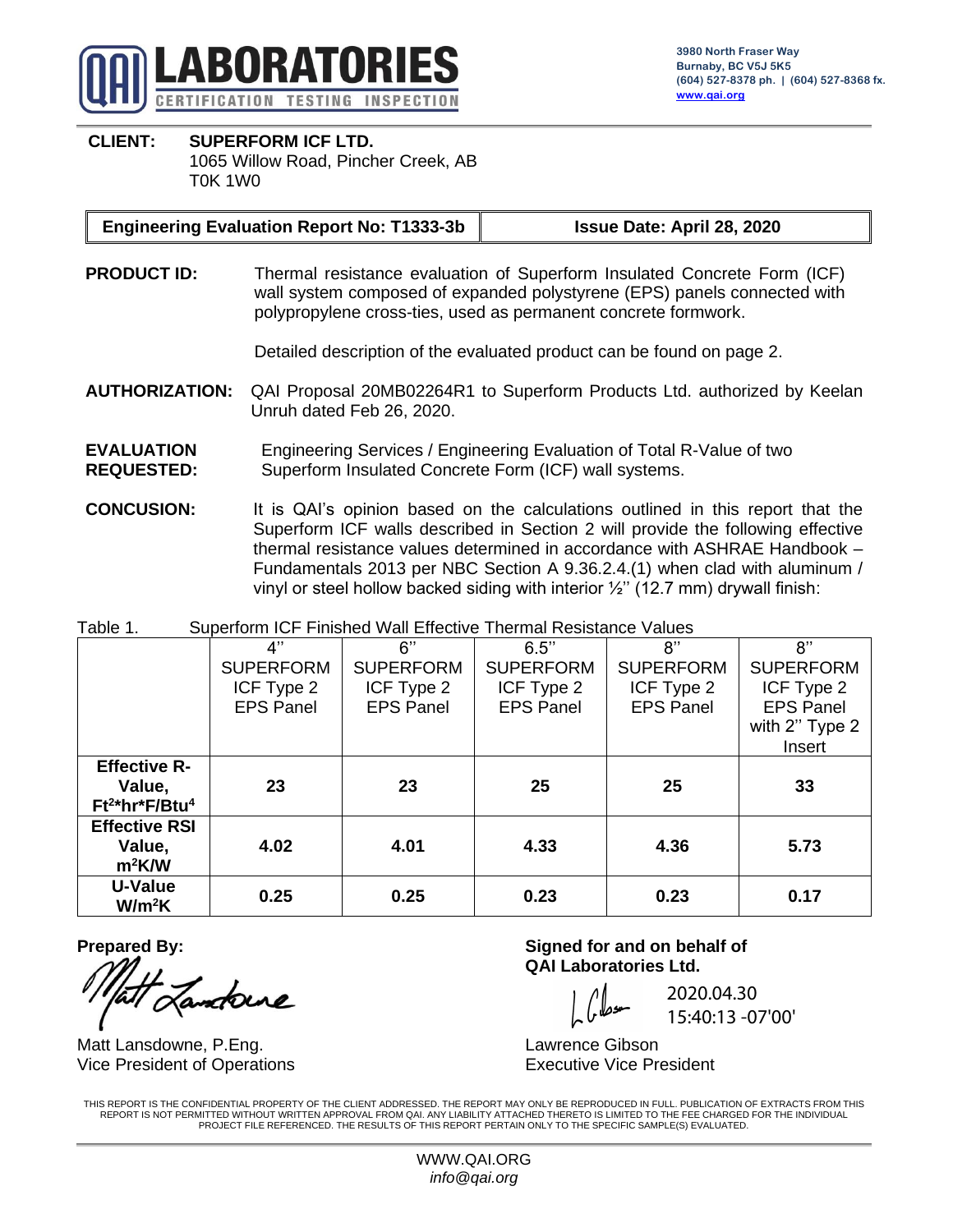# QAI LABORATORIES
CERTIFICATION TESTING INSPECTION

3980 North Fraser Way
Burnaby, BC V5J 5K5
(604) 527-8378 ph. | (604) 527-8368 fx.
www.qai.org

**CLIENT:** **SUPERFORM ICF LTD.**
1065 Willow Road, Pincher Creek, AB
T0K 1W0

| **Engineering Evaluation Report No: T1333-3b** | **Issue Date: April 28, 2020** |
|---|---|

**PRODUCT ID:** Thermal resistance evaluation of Superform Insulated Concrete Form (ICF) wall system composed of expanded polystyrene (EPS) panels connected with polypropylene cross-ties, used as permanent concrete formwork.

Detailed description of the evaluated product can be found on page 2.

**AUTHORIZATION:** QAI Proposal 20MB02264R1 to Superform Products Ltd. authorized by Keelan Unruh dated Feb 26, 2020.

**EVALUATION REQUESTED:** Engineering Services / Engineering Evaluation of Total R-Value of two Superform Insulated Concrete Form (ICF) wall systems.

**CONCUSION:** It is QAI's opinion based on the calculations outlined in this report that the Superform ICF walls described in Section 2 will provide the following effective thermal resistance values determined in accordance with ASHRAE Handbook – Fundamentals 2013 per NBC Section A 9.36.2.4.(1) when clad with aluminum / vinyl or steel hollow backed siding with interior ½'' (12.7 mm) drywall finish:

Table 1. Superform ICF Finished Wall Effective Thermal Resistance Values

| | 4'' SUPERFORM ICF Type 2 EPS Panel | 6'' SUPERFORM ICF Type 2 EPS Panel | 6.5'' SUPERFORM ICF Type 2 EPS Panel | 8'' SUPERFORM ICF Type 2 EPS Panel | 8'' SUPERFORM ICF Type 2 EPS Panel with 2'' Type 2 Insert |
|---|---|---|---|---|---|
| **Effective R-Value, $Ft^2$\*hr\*F/Btu[4]** | **23** | **23** | **25** | **25** | **33** |
| **Effective RSI Value, $m^2K/W$** | **4.02** | **4.01** | **4.33** | **4.36** | **5.73** |
| **U-Value $W/m^2K$** | **0.25** | **0.25** | **0.23** | **0.23** | **0.17** |

**Prepared By:**

Matt Lansdowne, P.Eng.
Vice President of Operations

**Signed for and on behalf of QAI Laboratories Ltd.**

2020.04.30
15:40:13 -07'00'

Lawrence Gibson
Executive Vice President

THIS REPORT IS THE CONFIDENTIAL PROPERTY OF THE CLIENT ADDRESSED. THE REPORT MAY ONLY BE REPRODUCED IN FULL. PUBLICATION OF EXTRACTS FROM THIS REPORT IS NOT PERMITTED WITHOUT WRITTEN APPROVAL FROM QAI. ANY LIABILITY ATTACHED THERETO IS LIMITED TO THE FEE CHARGED FOR THE INDIVIDUAL PROJECT FILE REFERENCED. THE RESULTS OF THIS REPORT PERTAIN ONLY TO THE SPECIFIC SAMPLE(S) EVALUATED.

WWW.QAI.ORG
*info@qai.org*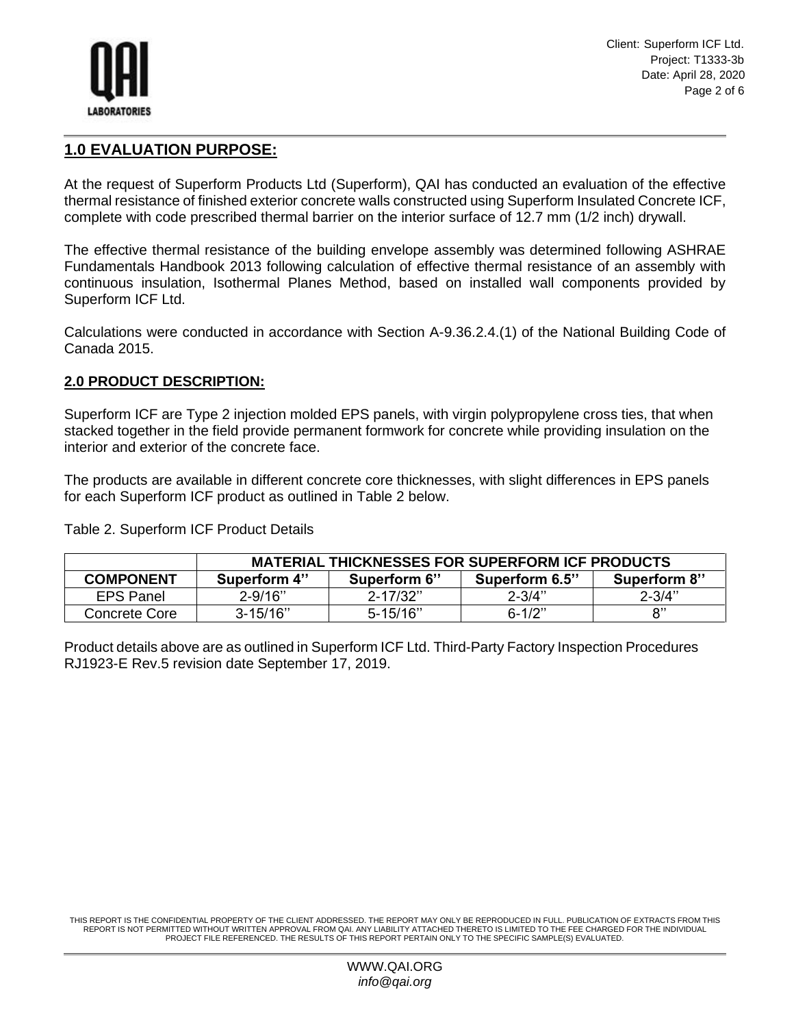## 1.0 EVALUATION PURPOSE:

At the request of Superform Products Ltd (Superform), QAI has conducted an evaluation of the effective thermal resistance of finished exterior concrete walls constructed using Superform Insulated Concrete ICF, complete with code prescribed thermal barrier on the interior surface of 12.7 mm (1/2 inch) drywall.

The effective thermal resistance of the building envelope assembly was determined following ASHRAE Fundamentals Handbook 2013 following calculation of effective thermal resistance of an assembly with continuous insulation, Isothermal Planes Method, based on installed wall components provided by Superform ICF Ltd.

Calculations were conducted in accordance with Section A-9.36.2.4.(1) of the National Building Code of Canada 2015.

## 2.0 PRODUCT DESCRIPTION:

Superform ICF are Type 2 injection molded EPS panels, with virgin polypropylene cross ties, that when stacked together in the field provide permanent formwork for concrete while providing insulation on the interior and exterior of the concrete face.

The products are available in different concrete core thicknesses, with slight differences in EPS panels for each Superform ICF product as outlined in Table 2 below.

Table 2. Superform ICF Product Details

| | MATERIAL THICKNESSES FOR SUPERFORM ICF PRODUCTS | | | |
|---|---|---|---|---|
| **COMPONENT** | **Superform 4''** | **Superform 6''** | **Superform 6.5''** | **Superform 8''** |
| EPS Panel | 2-9/16'' | 2-17/32'' | 2-3/4'' | 2-3/4'' |
| Concrete Core | 3-15/16'' | 5-15/16'' | 6-1/2'' | 8'' |

Product details above are as outlined in Superform ICF Ltd. Third-Party Factory Inspection Procedures RJ1923-E Rev.5 revision date September 17, 2019.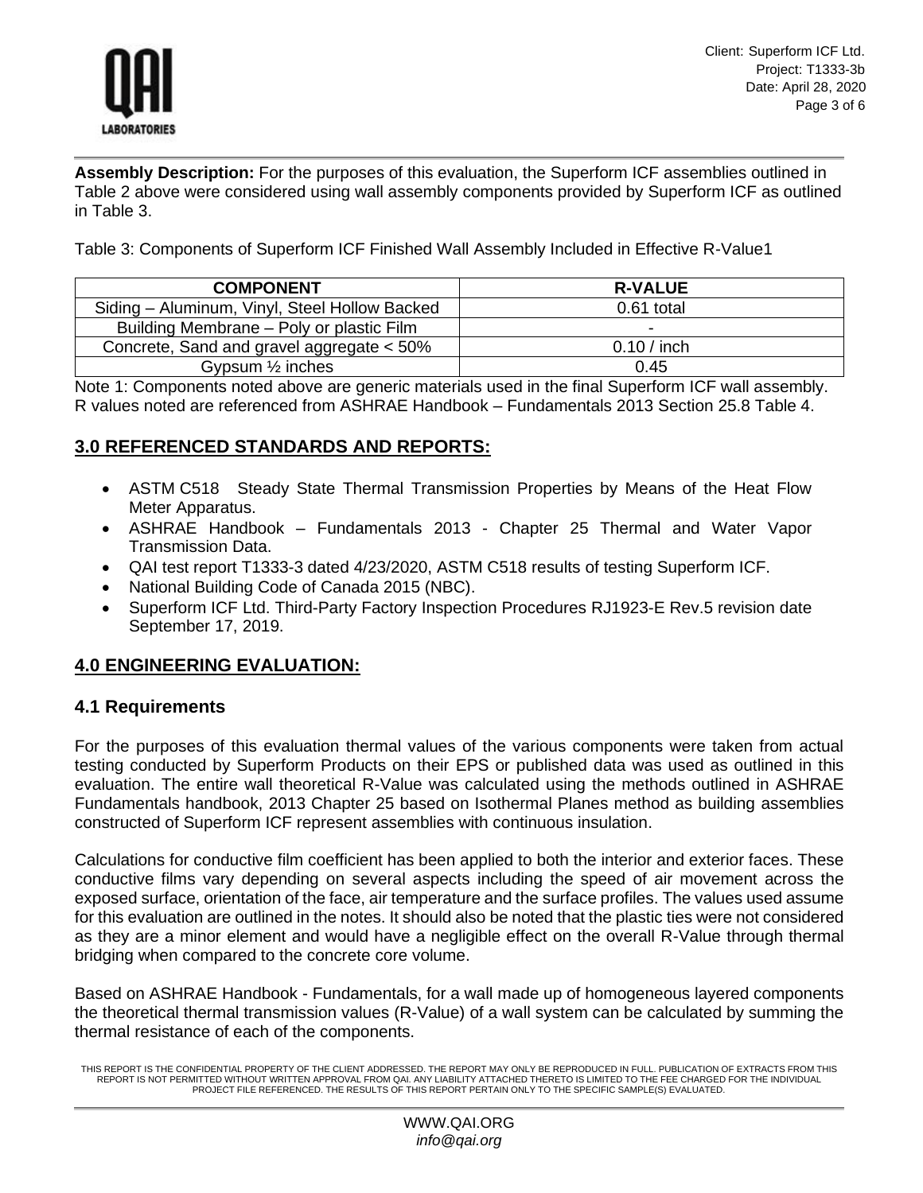**Assembly Description:** For the purposes of this evaluation, the Superform ICF assemblies outlined in Table 2 above were considered using wall assembly components provided by Superform ICF as outlined in Table 3.

Table 3: Components of Superform ICF Finished Wall Assembly Included in Effective R-Value1

| COMPONENT | R-VALUE |
|---|---|
| Siding – Aluminum, Vinyl, Steel Hollow Backed | 0.61 total |
| Building Membrane – Poly or plastic Film | - |
| Concrete, Sand and gravel aggregate < 50% | 0.10 / inch |
| Gypsum ½ inches | 0.45 |

Note 1: Components noted above are generic materials used in the final Superform ICF wall assembly. R values noted are referenced from ASHRAE Handbook – Fundamentals 2013 Section 25.8 Table 4.

## 3.0 REFERENCED STANDARDS AND REPORTS:

- ASTM C518 Steady State Thermal Transmission Properties by Means of the Heat Flow Meter Apparatus.
- ASHRAE Handbook – Fundamentals 2013 - Chapter 25 Thermal and Water Vapor Transmission Data.
- QAI test report T1333-3 dated 4/23/2020, ASTM C518 results of testing Superform ICF.
- National Building Code of Canada 2015 (NBC).
- Superform ICF Ltd. Third-Party Factory Inspection Procedures RJ1923-E Rev.5 revision date September 17, 2019.

## 4.0 ENGINEERING EVALUATION:

### 4.1 Requirements

For the purposes of this evaluation thermal values of the various components were taken from actual testing conducted by Superform Products on their EPS or published data was used as outlined in this evaluation. The entire wall theoretical R-Value was calculated using the methods outlined in ASHRAE Fundamentals handbook, 2013 Chapter 25 based on Isothermal Planes method as building assemblies constructed of Superform ICF represent assemblies with continuous insulation.

Calculations for conductive film coefficient has been applied to both the interior and exterior faces. These conductive films vary depending on several aspects including the speed of air movement across the exposed surface, orientation of the face, air temperature and the surface profiles. The values used assume for this evaluation are outlined in the notes. It should also be noted that the plastic ties were not considered as they are a minor element and would have a negligible effect on the overall R-Value through thermal bridging when compared to the concrete core volume.

Based on ASHRAE Handbook - Fundamentals, for a wall made up of homogeneous layered components the theoretical thermal transmission values (R-Value) of a wall system can be calculated by summing the thermal resistance of each of the components.

THIS REPORT IS THE CONFIDENTIAL PROPERTY OF THE CLIENT ADDRESSED. THE REPORT MAY ONLY BE REPRODUCED IN FULL. PUBLICATION OF EXTRACTS FROM THIS REPORT IS NOT PERMITTED WITHOUT WRITTEN APPROVAL FROM QAI. ANY LIABILITY ATTACHED THERETO IS LIMITED TO THE FEE CHARGED FOR THE INDIVIDUAL PROJECT FILE REFERENCED. THE RESULTS OF THIS REPORT PERTAIN ONLY TO THE SPECIFIC SAMPLE(S) EVALUATED.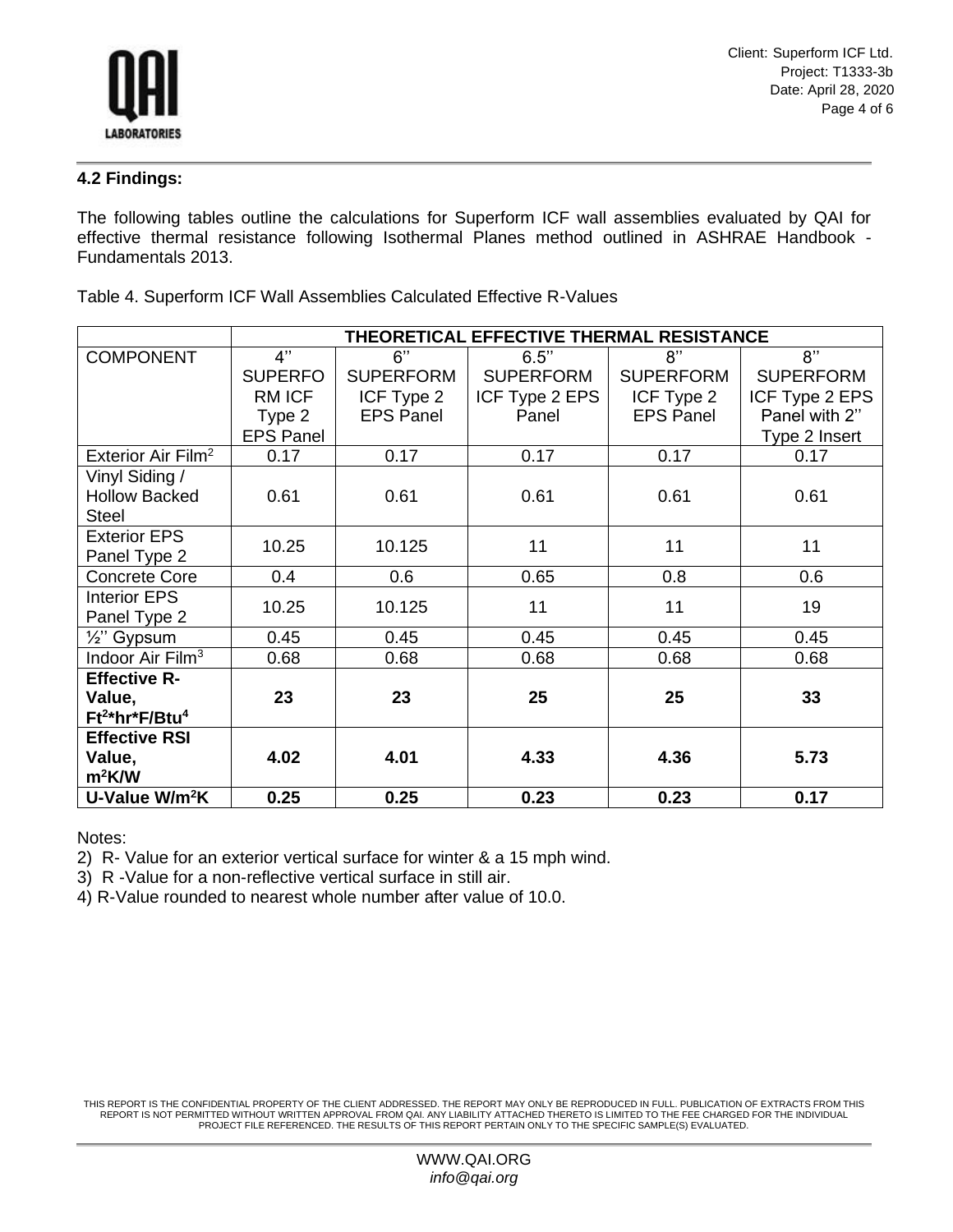### 4.2 Findings:

The following tables outline the calculations for Superform ICF wall assemblies evaluated by QAI for effective thermal resistance following Isothermal Planes method outlined in ASHRAE Handbook - Fundamentals 2013.

Table 4. Superform ICF Wall Assemblies Calculated Effective R-Values

| | THEORETICAL EFFECTIVE THERMAL RESISTANCE | | | | |
|---|---|---|---|---|---|
| COMPONENT | 4'' SUPERFORM ICF Type 2 EPS Panel | 6'' SUPERFORM ICF Type 2 EPS Panel | 6.5'' SUPERFORM ICF Type 2 EPS Panel | 8'' SUPERFORM ICF Type 2 EPS Panel | 8'' SUPERFORM ICF Type 2 EPS Panel with 2'' Type 2 Insert |
| Exterior Air Film[2] | 0.17 | 0.17 | 0.17 | 0.17 | 0.17 |
| Vinyl Siding / Hollow Backed Steel | 0.61 | 0.61 | 0.61 | 0.61 | 0.61 |
| Exterior EPS Panel Type 2 | 10.25 | 10.125 | 11 | 11 | 11 |
| Concrete Core | 0.4 | 0.6 | 0.65 | 0.8 | 0.6 |
| Interior EPS Panel Type 2 | 10.25 | 10.125 | 11 | 11 | 19 |
| ½'' Gypsum | 0.45 | 0.45 | 0.45 | 0.45 | 0.45 |
| Indoor Air Film[3] | 0.68 | 0.68 | 0.68 | 0.68 | 0.68 |
| **Effective R-Value, $Ft^2$\*hr\*F/Btu[4]** | **23** | **23** | **25** | **25** | **33** |
| **Effective RSI Value, $m^2K/W$** | **4.02** | **4.01** | **4.33** | **4.36** | **5.73** |
| **U-Value $W/m^2K$** | **0.25** | **0.25** | **0.23** | **0.23** | **0.17** |

Notes:

2) R- Value for an exterior vertical surface for winter & a 15 mph wind.
3) R -Value for a non-reflective vertical surface in still air.
4) R-Value rounded to nearest whole number after value of 10.0.

THIS REPORT IS THE CONFIDENTIAL PROPERTY OF THE CLIENT ADDRESSED. THE REPORT MAY ONLY BE REPRODUCED IN FULL. PUBLICATION OF EXTRACTS FROM THIS REPORT IS NOT PERMITTED WITHOUT WRITTEN APPROVAL FROM QAI. ANY LIABILITY ATTACHED THERETO IS LIMITED TO THE FEE CHARGED FOR THE INDIVIDUAL PROJECT FILE REFERENCED. THE RESULTS OF THIS REPORT PERTAIN ONLY TO THE SPECIFIC SAMPLE(S) EVALUATED.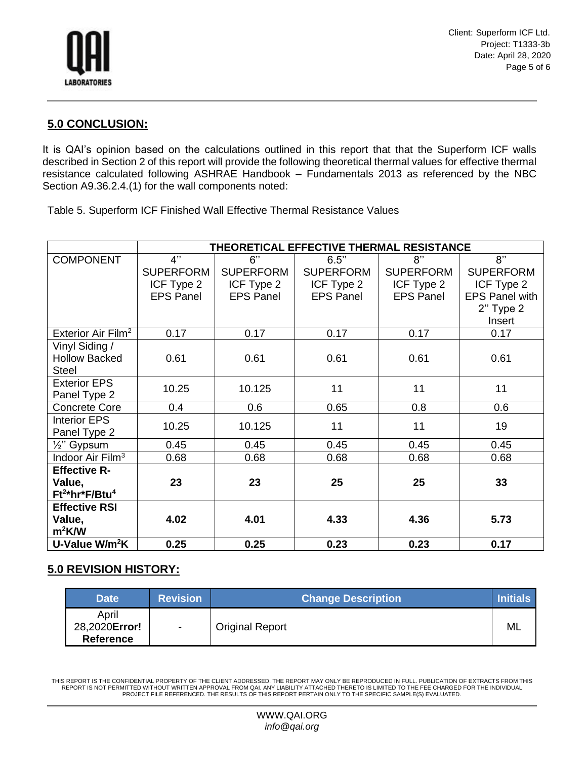## 5.0 CONCLUSION:

It is QAI's opinion based on the calculations outlined in this report that that the Superform ICF walls described in Section 2 of this report will provide the following theoretical thermal values for effective thermal resistance calculated following ASHRAE Handbook – Fundamentals 2013 as referenced by the NBC Section A9.36.2.4.(1) for the wall components noted:

Table 5. Superform ICF Finished Wall Effective Thermal Resistance Values

| | THEORETICAL EFFECTIVE THERMAL RESISTANCE | | | | |
|---|---|---|---|---|---|
| COMPONENT | 4" SUPERFORM ICF Type 2 EPS Panel | 6" SUPERFORM ICF Type 2 EPS Panel | 6.5" SUPERFORM ICF Type 2 EPS Panel | 8" SUPERFORM ICF Type 2 EPS Panel | 8" SUPERFORM ICF Type 2 EPS Panel with 2" Type 2 Insert |
| Exterior Air Film[2] | 0.17 | 0.17 | 0.17 | 0.17 | 0.17 |
| Vinyl Siding / Hollow Backed Steel | 0.61 | 0.61 | 0.61 | 0.61 | 0.61 |
| Exterior EPS Panel Type 2 | 10.25 | 10.125 | 11 | 11 | 11 |
| Concrete Core | 0.4 | 0.6 | 0.65 | 0.8 | 0.6 |
| Interior EPS Panel Type 2 | 10.25 | 10.125 | 11 | 11 | 19 |
| ½" Gypsum | 0.45 | 0.45 | 0.45 | 0.45 | 0.45 |
| Indoor Air Film[3] | 0.68 | 0.68 | 0.68 | 0.68 | 0.68 |
| **Effective R-Value, Ft²\*hr\*F/Btu[4]** | **23** | **23** | **25** | **25** | **33** |
| **Effective RSI Value, m²K/W** | **4.02** | **4.01** | **4.33** | **4.36** | **5.73** |
| **U-Value W/m²K** | **0.25** | **0.25** | **0.23** | **0.23** | **0.17** |

## 5.0 REVISION HISTORY:

| Date | Revision | Change Description | Initials |
|---|---|---|---|
| April 28,2020**Error! Reference** | - | Original Report | ML |

THIS REPORT IS THE CONFIDENTIAL PROPERTY OF THE CLIENT ADDRESSED. THE REPORT MAY ONLY BE REPRODUCED IN FULL. PUBLICATION OF EXTRACTS FROM THIS REPORT IS NOT PERMITTED WITHOUT WRITTEN APPROVAL FROM QAI. ANY LIABILITY ATTACHED THERETO IS LIMITED TO THE FEE CHARGED FOR THE INDIVIDUAL PROJECT FILE REFERENCED. THE RESULTS OF THIS REPORT PERTAIN ONLY TO THE SPECIFIC SAMPLE(S) EVALUATED.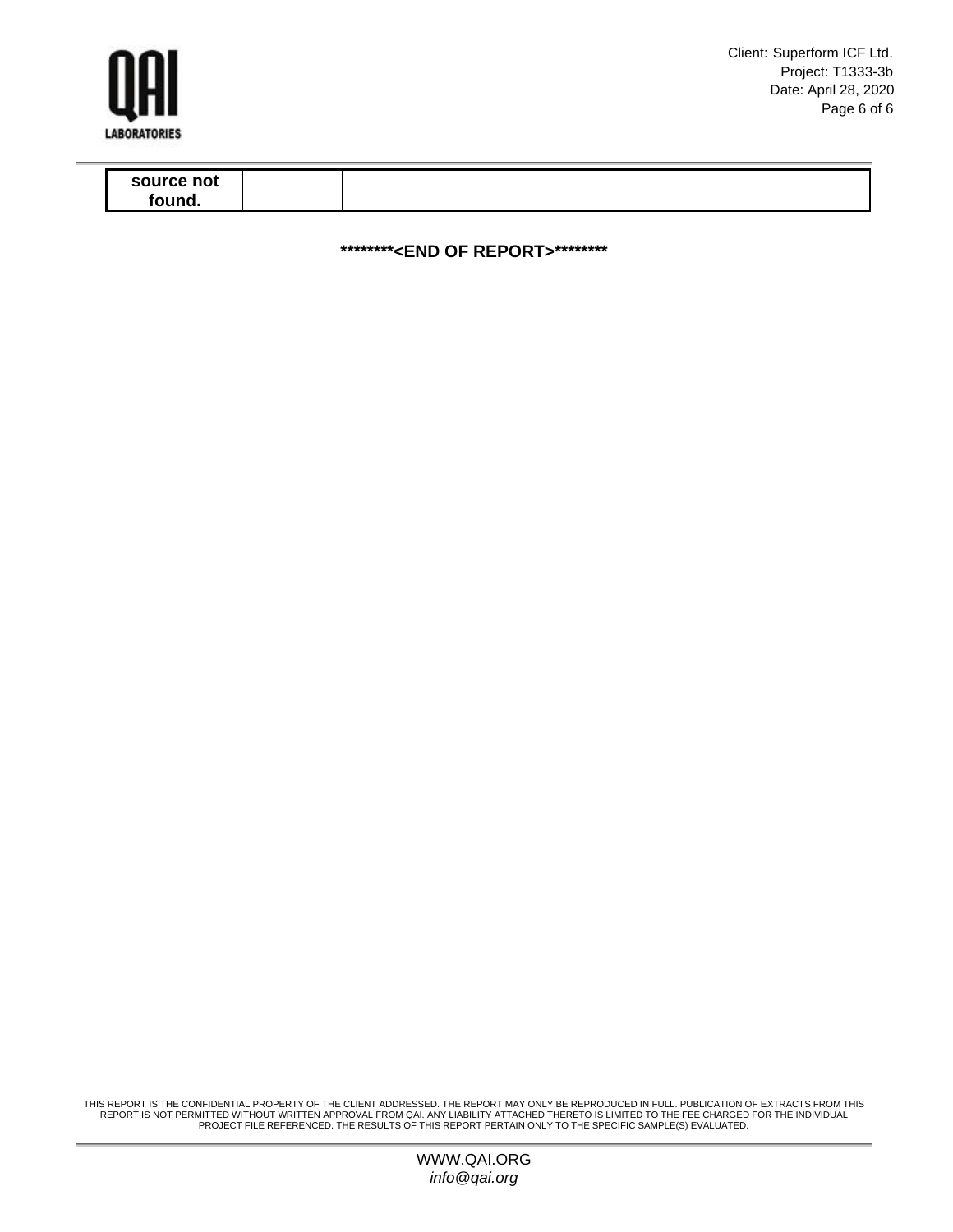| | | | |
|---|---|---|---|
| **source not found.** | | | |

**\*\*\*\*\*\*\*\*<END OF REPORT>\*\*\*\*\*\*\*\***

THIS REPORT IS THE CONFIDENTIAL PROPERTY OF THE CLIENT ADDRESSED. THE REPORT MAY ONLY BE REPRODUCED IN FULL. PUBLICATION OF EXTRACTS FROM THIS REPORT IS NOT PERMITTED WITHOUT WRITTEN APPROVAL FROM QAI. ANY LIABILITY ATTACHED THERETO IS LIMITED TO THE FEE CHARGED FOR THE INDIVIDUAL PROJECT FILE REFERENCED. THE RESULTS OF THIS REPORT PERTAIN ONLY TO THE SPECIFIC SAMPLE(S) EVALUATED.